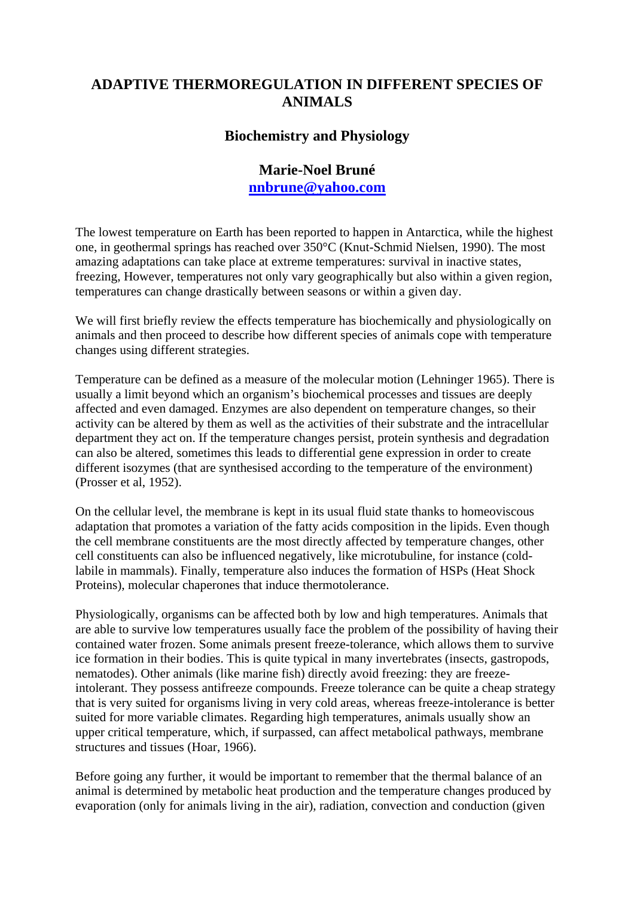# ADAPTIVE THERMOREGULATION IN DIFFERENT SPECIES OF ANIMALS

## Biochemistry and Physiology

### Marie-Noel Bruné
**nnbrune@yahoo.com**

The lowest temperature on Earth has been reported to happen in Antarctica, while the highest one, in geothermal springs has reached over 350°C (Knut-Schmid Nielsen, 1990). The most amazing adaptations can take place at extreme temperatures: survival in inactive states, freezing, However, temperatures not only vary geographically but also within a given region, temperatures can change drastically between seasons or within a given day.

We will first briefly review the effects temperature has biochemically and physiologically on animals and then proceed to describe how different species of animals cope with temperature changes using different strategies.

Temperature can be defined as a measure of the molecular motion (Lehninger 1965). There is usually a limit beyond which an organism's biochemical processes and tissues are deeply affected and even damaged. Enzymes are also dependent on temperature changes, so their activity can be altered by them as well as the activities of their substrate and the intracellular department they act on. If the temperature changes persist, protein synthesis and degradation can also be altered, sometimes this leads to differential gene expression in order to create different isozymes (that are synthesised according to the temperature of the environment) (Prosser et al, 1952).

On the cellular level, the membrane is kept in its usual fluid state thanks to homeoviscous adaptation that promotes a variation of the fatty acids composition in the lipids. Even though the cell membrane constituents are the most directly affected by temperature changes, other cell constituents can also be influenced negatively, like microtubuline, for instance (cold-labile in mammals). Finally, temperature also induces the formation of HSPs (Heat Shock Proteins), molecular chaperones that induce thermotolerance.

Physiologically, organisms can be affected both by low and high temperatures. Animals that are able to survive low temperatures usually face the problem of the possibility of having their contained water frozen. Some animals present freeze-tolerance, which allows them to survive ice formation in their bodies. This is quite typical in many invertebrates (insects, gastropods, nematodes). Other animals (like marine fish) directly avoid freezing: they are freeze-intolerant. They possess antifreeze compounds. Freeze tolerance can be quite a cheap strategy that is very suited for organisms living in very cold areas, whereas freeze-intolerance is better suited for more variable climates. Regarding high temperatures, animals usually show an upper critical temperature, which, if surpassed, can affect metabolical pathways, membrane structures and tissues (Hoar, 1966).

Before going any further, it would be important to remember that the thermal balance of an animal is determined by metabolic heat production and the temperature changes produced by evaporation (only for animals living in the air), radiation, convection and conduction (given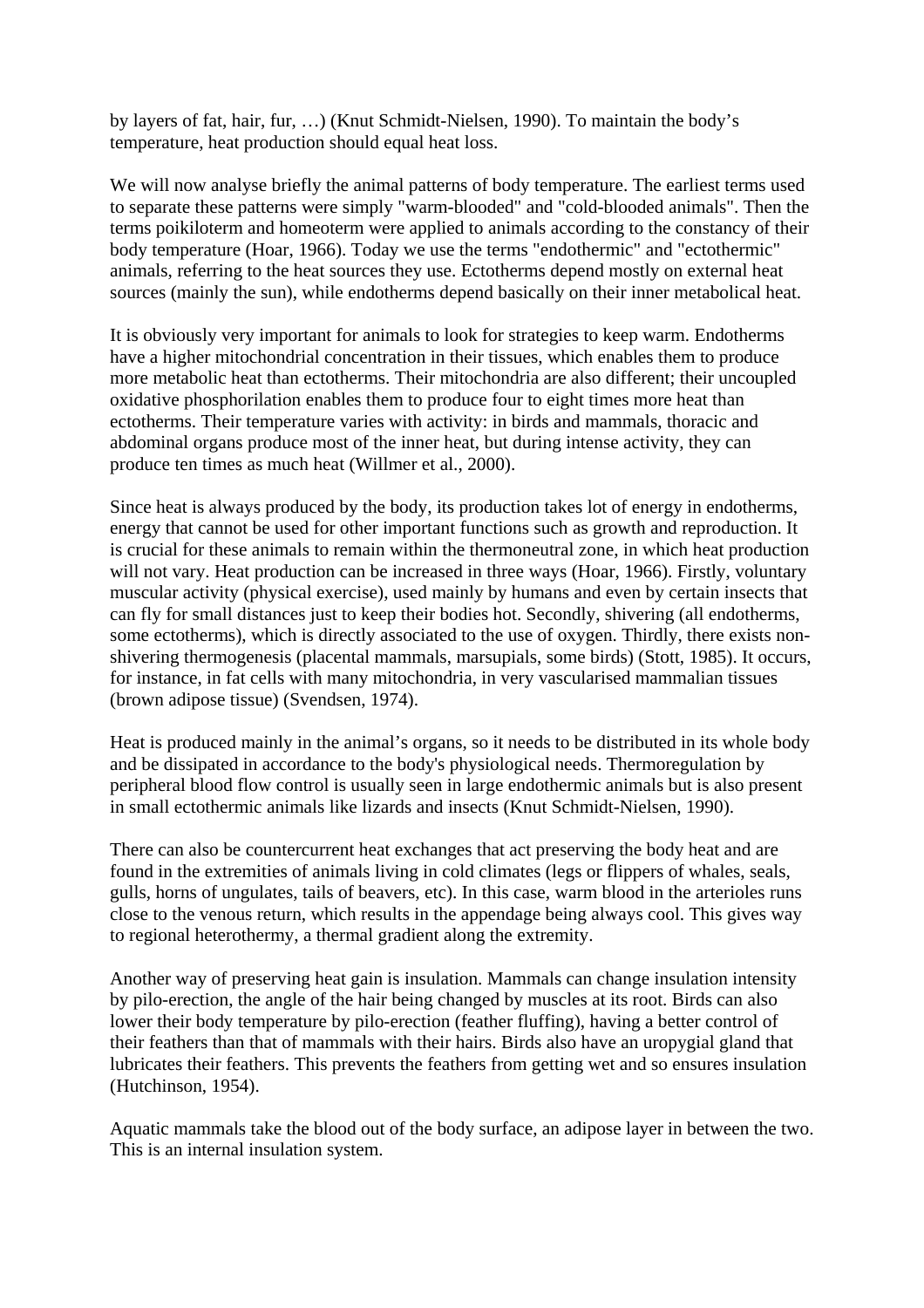by layers of fat, hair, fur, …) (Knut Schmidt-Nielsen, 1990). To maintain the body's temperature, heat production should equal heat loss.

We will now analyse briefly the animal patterns of body temperature. The earliest terms used to separate these patterns were simply "warm-blooded" and "cold-blooded animals". Then the terms poikiloterm and homeoterm were applied to animals according to the constancy of their body temperature (Hoar, 1966). Today we use the terms "endothermic" and "ectothermic" animals, referring to the heat sources they use. Ectotherms depend mostly on external heat sources (mainly the sun), while endotherms depend basically on their inner metabolical heat.

It is obviously very important for animals to look for strategies to keep warm. Endotherms have a higher mitochondrial concentration in their tissues, which enables them to produce more metabolic heat than ectotherms. Their mitochondria are also different; their uncoupled oxidative phosphorilation enables them to produce four to eight times more heat than ectotherms. Their temperature varies with activity: in birds and mammals, thoracic and abdominal organs produce most of the inner heat, but during intense activity, they can produce ten times as much heat (Willmer et al., 2000).

Since heat is always produced by the body, its production takes lot of energy in endotherms, energy that cannot be used for other important functions such as growth and reproduction. It is crucial for these animals to remain within the thermoneutral zone, in which heat production will not vary. Heat production can be increased in three ways (Hoar, 1966). Firstly, voluntary muscular activity (physical exercise), used mainly by humans and even by certain insects that can fly for small distances just to keep their bodies hot. Secondly, shivering (all endotherms, some ectotherms), which is directly associated to the use of oxygen. Thirdly, there exists non-shivering thermogenesis (placental mammals, marsupials, some birds) (Stott, 1985). It occurs, for instance, in fat cells with many mitochondria, in very vascularised mammalian tissues (brown adipose tissue) (Svendsen, 1974).

Heat is produced mainly in the animal's organs, so it needs to be distributed in its whole body and be dissipated in accordance to the body's physiological needs. Thermoregulation by peripheral blood flow control is usually seen in large endothermic animals but is also present in small ectothermic animals like lizards and insects (Knut Schmidt-Nielsen, 1990).

There can also be countercurrent heat exchanges that act preserving the body heat and are found in the extremities of animals living in cold climates (legs or flippers of whales, seals, gulls, horns of ungulates, tails of beavers, etc). In this case, warm blood in the arterioles runs close to the venous return, which results in the appendage being always cool. This gives way to regional heterothermy, a thermal gradient along the extremity.

Another way of preserving heat gain is insulation. Mammals can change insulation intensity by pilo-erection, the angle of the hair being changed by muscles at its root. Birds can also lower their body temperature by pilo-erection (feather fluffing), having a better control of their feathers than that of mammals with their hairs. Birds also have an uropygial gland that lubricates their feathers. This prevents the feathers from getting wet and so ensures insulation (Hutchinson, 1954).

Aquatic mammals take the blood out of the body surface, an adipose layer in between the two. This is an internal insulation system.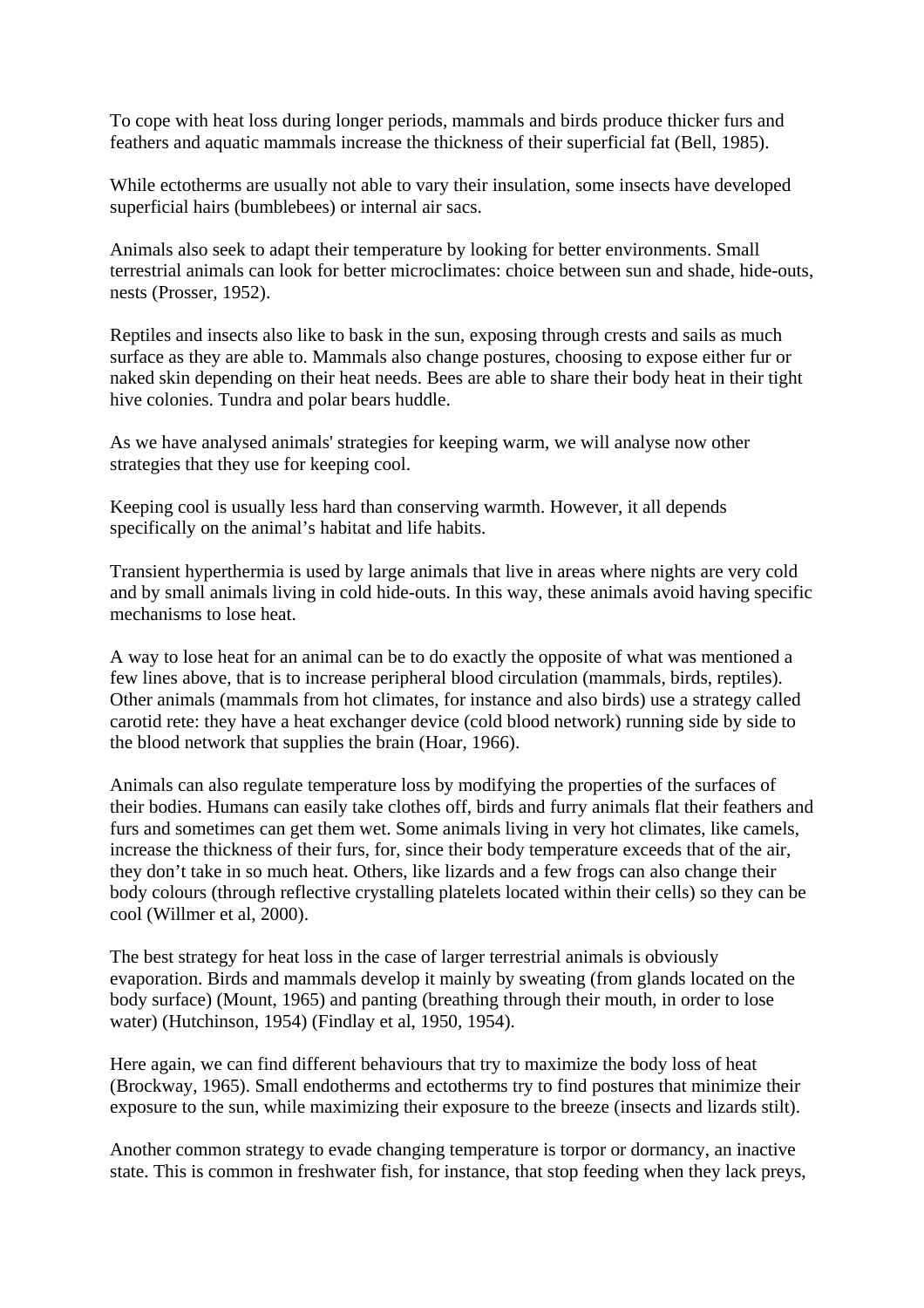To cope with heat loss during longer periods, mammals and birds produce thicker furs and feathers and aquatic mammals increase the thickness of their superficial fat (Bell, 1985).

While ectotherms are usually not able to vary their insulation, some insects have developed superficial hairs (bumblebees) or internal air sacs.

Animals also seek to adapt their temperature by looking for better environments. Small terrestrial animals can look for better microclimates: choice between sun and shade, hide-outs, nests (Prosser, 1952).

Reptiles and insects also like to bask in the sun, exposing through crests and sails as much surface as they are able to. Mammals also change postures, choosing to expose either fur or naked skin depending on their heat needs. Bees are able to share their body heat in their tight hive colonies. Tundra and polar bears huddle.

As we have analysed animals' strategies for keeping warm, we will analyse now other strategies that they use for keeping cool.

Keeping cool is usually less hard than conserving warmth. However, it all depends specifically on the animal's habitat and life habits.

Transient hyperthermia is used by large animals that live in areas where nights are very cold and by small animals living in cold hide-outs. In this way, these animals avoid having specific mechanisms to lose heat.

A way to lose heat for an animal can be to do exactly the opposite of what was mentioned a few lines above, that is to increase peripheral blood circulation (mammals, birds, reptiles). Other animals (mammals from hot climates, for instance and also birds) use a strategy called carotid rete: they have a heat exchanger device (cold blood network) running side by side to the blood network that supplies the brain (Hoar, 1966).

Animals can also regulate temperature loss by modifying the properties of the surfaces of their bodies. Humans can easily take clothes off, birds and furry animals flat their feathers and furs and sometimes can get them wet. Some animals living in very hot climates, like camels, increase the thickness of their furs, for, since their body temperature exceeds that of the air, they don't take in so much heat. Others, like lizards and a few frogs can also change their body colours (through reflective crystalling platelets located within their cells) so they can be cool (Willmer et al, 2000).

The best strategy for heat loss in the case of larger terrestrial animals is obviously evaporation. Birds and mammals develop it mainly by sweating (from glands located on the body surface) (Mount, 1965) and panting (breathing through their mouth, in order to lose water) (Hutchinson, 1954) (Findlay et al, 1950, 1954).

Here again, we can find different behaviours that try to maximize the body loss of heat (Brockway, 1965). Small endotherms and ectotherms try to find postures that minimize their exposure to the sun, while maximizing their exposure to the breeze (insects and lizards stilt).

Another common strategy to evade changing temperature is torpor or dormancy, an inactive state. This is common in freshwater fish, for instance, that stop feeding when they lack preys,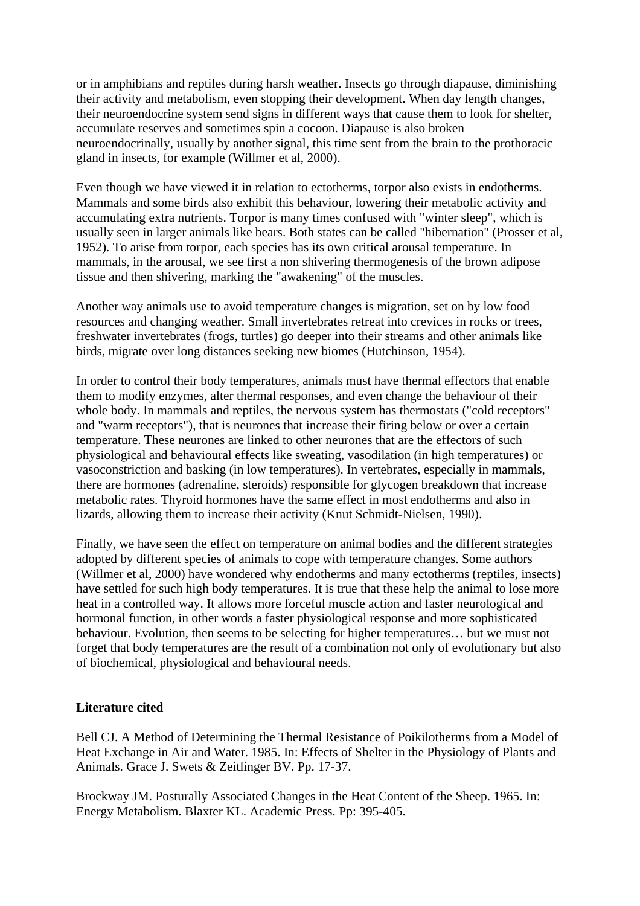or in amphibians and reptiles during harsh weather. Insects go through diapause, diminishing their activity and metabolism, even stopping their development. When day length changes, their neuroendocrine system send signs in different ways that cause them to look for shelter, accumulate reserves and sometimes spin a cocoon. Diapause is also broken neuroendocrinally, usually by another signal, this time sent from the brain to the prothoracic gland in insects, for example (Willmer et al, 2000).

Even though we have viewed it in relation to ectotherms, torpor also exists in endotherms. Mammals and some birds also exhibit this behaviour, lowering their metabolic activity and accumulating extra nutrients. Torpor is many times confused with "winter sleep", which is usually seen in larger animals like bears. Both states can be called "hibernation" (Prosser et al, 1952). To arise from torpor, each species has its own critical arousal temperature. In mammals, in the arousal, we see first a non shivering thermogenesis of the brown adipose tissue and then shivering, marking the "awakening" of the muscles.

Another way animals use to avoid temperature changes is migration, set on by low food resources and changing weather. Small invertebrates retreat into crevices in rocks or trees, freshwater invertebrates (frogs, turtles) go deeper into their streams and other animals like birds, migrate over long distances seeking new biomes (Hutchinson, 1954).

In order to control their body temperatures, animals must have thermal effectors that enable them to modify enzymes, alter thermal responses, and even change the behaviour of their whole body. In mammals and reptiles, the nervous system has thermostats ("cold receptors" and "warm receptors"), that is neurones that increase their firing below or over a certain temperature. These neurones are linked to other neurones that are the effectors of such physiological and behavioural effects like sweating, vasodilation (in high temperatures) or vasoconstriction and basking (in low temperatures). In vertebrates, especially in mammals, there are hormones (adrenaline, steroids) responsible for glycogen breakdown that increase metabolic rates. Thyroid hormones have the same effect in most endotherms and also in lizards, allowing them to increase their activity (Knut Schmidt-Nielsen, 1990).

Finally, we have seen the effect on temperature on animal bodies and the different strategies adopted by different species of animals to cope with temperature changes. Some authors (Willmer et al, 2000) have wondered why endotherms and many ectotherms (reptiles, insects) have settled for such high body temperatures. It is true that these help the animal to lose more heat in a controlled way. It allows more forceful muscle action and faster neurological and hormonal function, in other words a faster physiological response and more sophisticated behaviour. Evolution, then seems to be selecting for higher temperatures… but we must not forget that body temperatures are the result of a combination not only of evolutionary but also of biochemical, physiological and behavioural needs.

**Literature cited**

Bell CJ. A Method of Determining the Thermal Resistance of Poikilotherms from a Model of Heat Exchange in Air and Water. 1985. In: Effects of Shelter in the Physiology of Plants and Animals. Grace J. Swets & Zeitlinger BV. Pp. 17-37.

Brockway JM. Posturally Associated Changes in the Heat Content of the Sheep. 1965. In: Energy Metabolism. Blaxter KL. Academic Press. Pp: 395-405.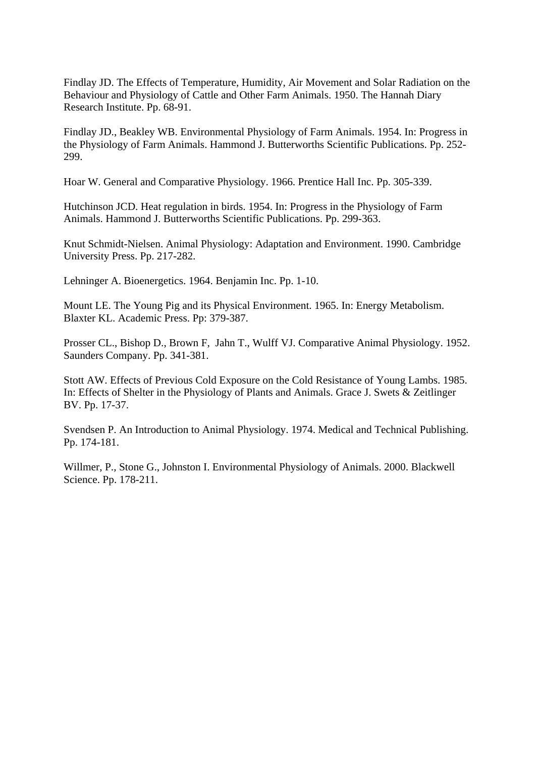Findlay JD. The Effects of Temperature, Humidity, Air Movement and Solar Radiation on the Behaviour and Physiology of Cattle and Other Farm Animals. 1950. The Hannah Diary Research Institute. Pp. 68-91.

Findlay JD., Beakley WB. Environmental Physiology of Farm Animals. 1954. In: Progress in the Physiology of Farm Animals. Hammond J. Butterworths Scientific Publications. Pp. 252-299.

Hoar W. General and Comparative Physiology. 1966. Prentice Hall Inc. Pp. 305-339.

Hutchinson JCD. Heat regulation in birds. 1954. In: Progress in the Physiology of Farm Animals. Hammond J. Butterworths Scientific Publications. Pp. 299-363.

Knut Schmidt-Nielsen. Animal Physiology: Adaptation and Environment. 1990. Cambridge University Press. Pp. 217-282.

Lehninger A. Bioenergetics. 1964. Benjamin Inc. Pp. 1-10.

Mount LE. The Young Pig and its Physical Environment. 1965. In: Energy Metabolism. Blaxter KL. Academic Press. Pp: 379-387.

Prosser CL., Bishop D., Brown F, Jahn T., Wulff VJ. Comparative Animal Physiology. 1952. Saunders Company. Pp. 341-381.

Stott AW. Effects of Previous Cold Exposure on the Cold Resistance of Young Lambs. 1985. In: Effects of Shelter in the Physiology of Plants and Animals. Grace J. Swets & Zeitlinger BV. Pp. 17-37.

Svendsen P. An Introduction to Animal Physiology. 1974. Medical and Technical Publishing. Pp. 174-181.

Willmer, P., Stone G., Johnston I. Environmental Physiology of Animals. 2000. Blackwell Science. Pp. 178-211.